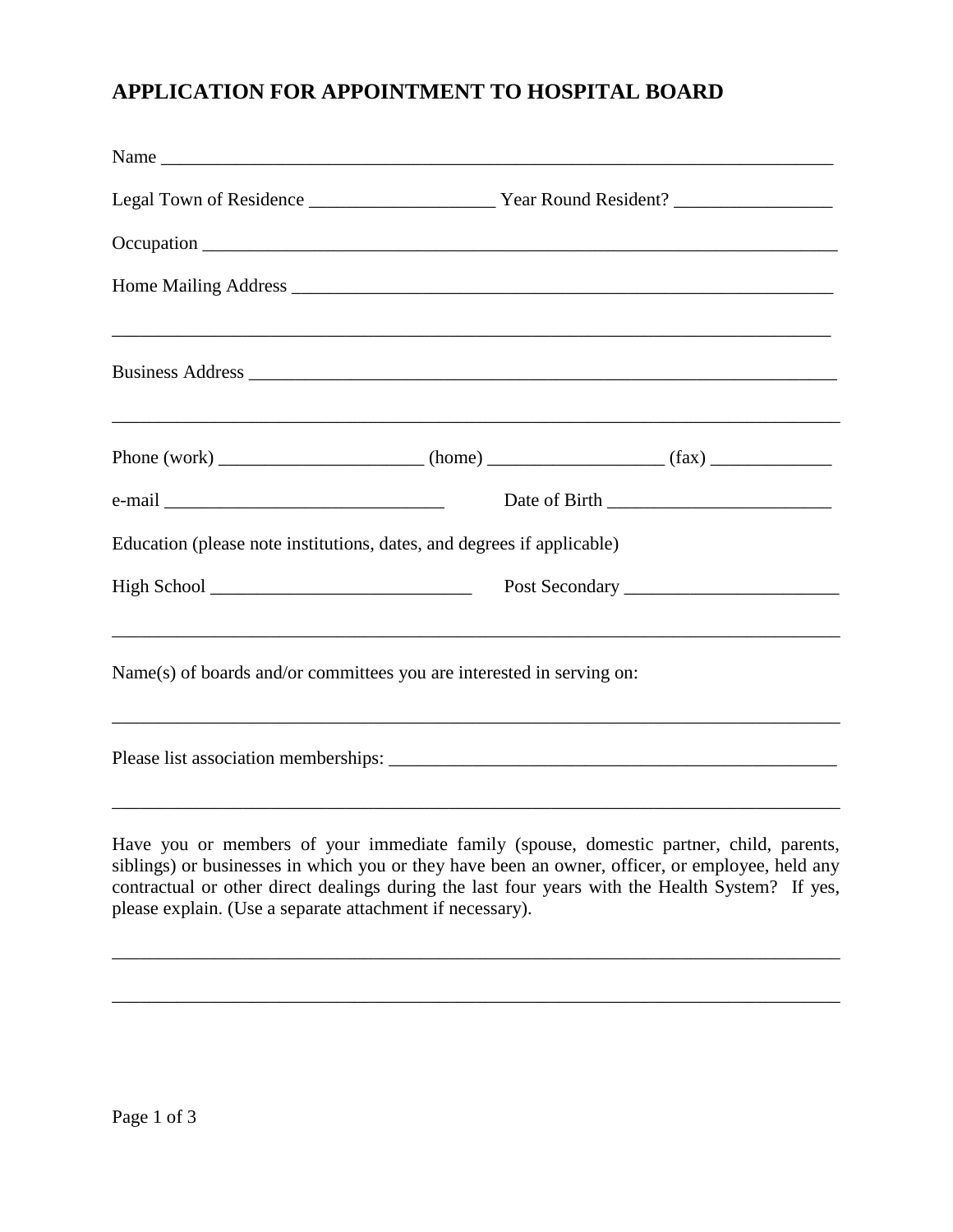# APPLICATION FOR APPOINTMENT TO HOSPITAL BOARD

Name ___________________________________________________________________________

Legal Town of Residence ____________________ Year Round Resident? _________________

Occupation ______________________________________________________________________

Home Mailing Address ____________________________________________________________

_______________________________________________________________________________

Business Address ________________________________________________________________

_______________________________________________________________________________

Phone (work) ______________________ (home) ___________________ (fax) _____________

e-mail ______________________________ Date of Birth ________________________

Education (please note institutions, dates, and degrees if applicable)

High School ____________________________ Post Secondary _______________________

_______________________________________________________________________________

Name(s) of boards and/or committees you are interested in serving on:

_______________________________________________________________________________

Please list association memberships: _________________________________________________

_______________________________________________________________________________

Have you or members of your immediate family (spouse, domestic partner, child, parents, siblings) or businesses in which you or they have been an owner, officer, or employee, held any contractual or other direct dealings during the last four years with the Health System? If yes, please explain. (Use a separate attachment if necessary).

_______________________________________________________________________________

_______________________________________________________________________________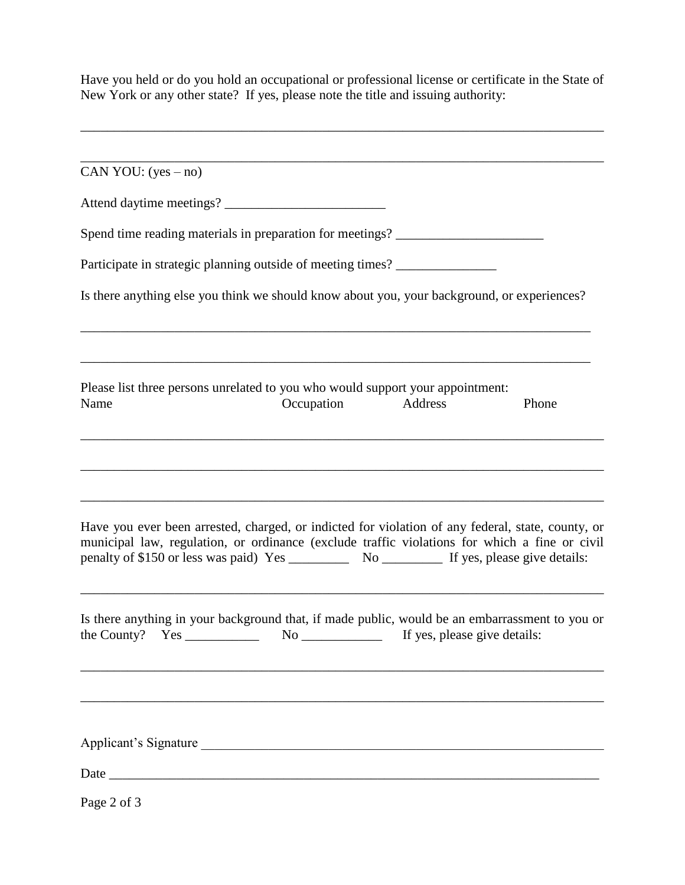Have you held or do you hold an occupational or professional license or certificate in the State of New York or any other state? If yes, please note the title and issuing authority:

______________________________________________________________________________

______________________________________________________________________________

CAN YOU: (yes – no)

Attend daytime meetings? ________________________

Spend time reading materials in preparation for meetings? ______________________

Participate in strategic planning outside of meeting times? _______________

Is there anything else you think we should know about you, your background, or experiences?

______________________________________________________________________________

______________________________________________________________________________

Please list three persons unrelated to you who would support your appointment:

| Name | Occupation | Address | Phone |
|---|---|---|---|
| | | | |
| | | | |
| | | | |

Have you ever been arrested, charged, or indicted for violation of any federal, state, county, or municipal law, regulation, or ordinance (exclude traffic violations for which a fine or civil penalty of $150 or less was paid) Yes _________ No _________ If yes, please give details:

______________________________________________________________________________

Is there anything in your background that, if made public, would be an embarrassment to you or the County? Yes ___________ No ____________ If yes, please give details:

______________________________________________________________________________

______________________________________________________________________________

Applicant's Signature ________________________________________________________

Date ______________________________________________________________________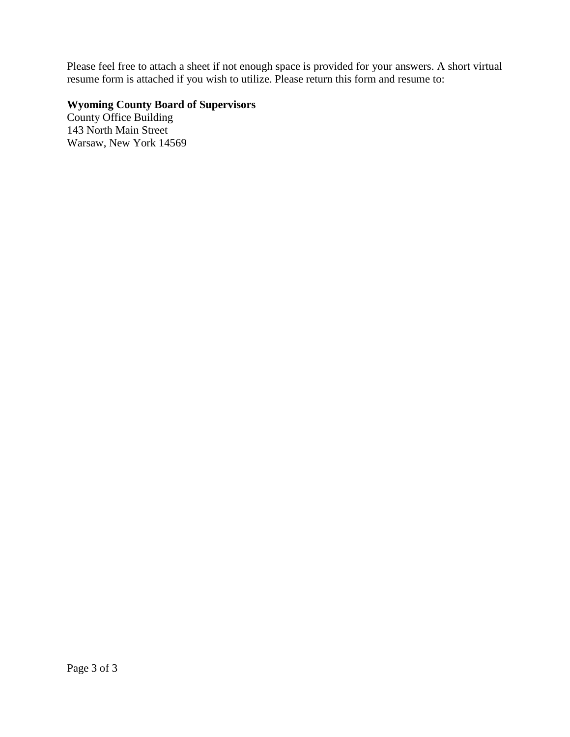Please feel free to attach a sheet if not enough space is provided for your answers. A short virtual resume form is attached if you wish to utilize. Please return this form and resume to:

**Wyoming County Board of Supervisors**
County Office Building
143 North Main Street
Warsaw, New York 14569